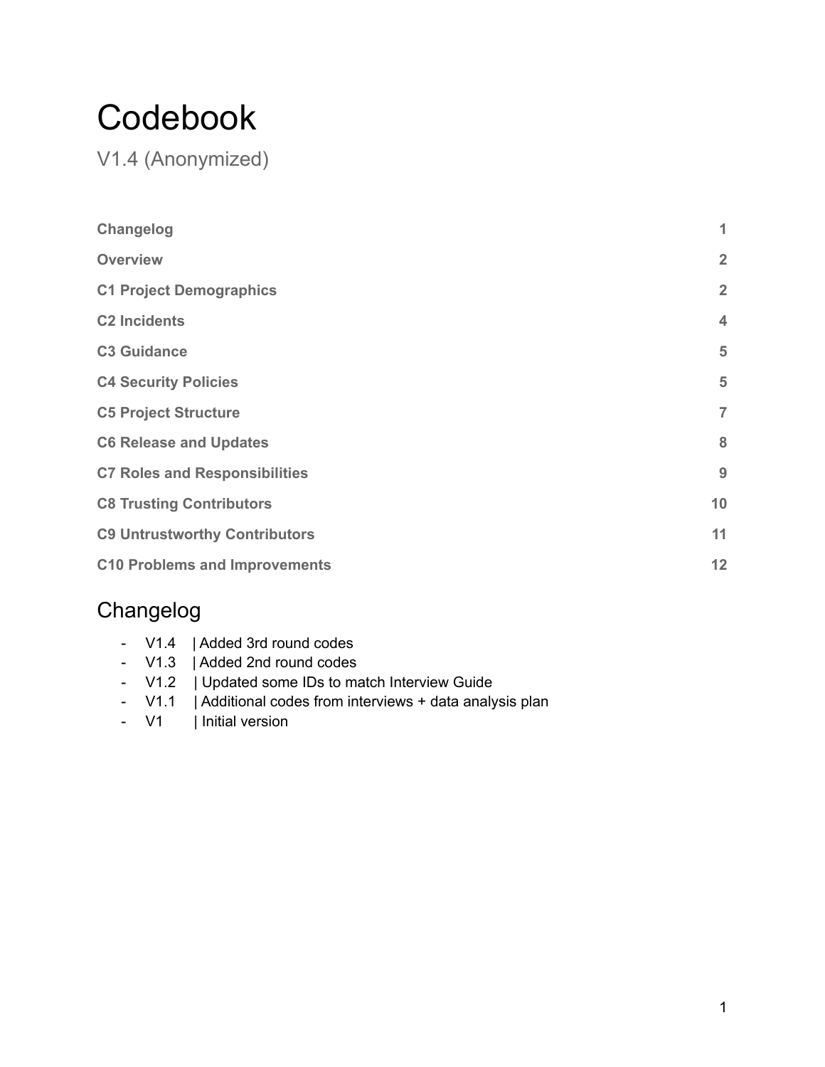# Codebook

V1.4 (Anonymized)

| | |
|---|---|
| **Changelog** | **1** |
| **Overview** | **2** |
| **C1 Project Demographics** | **2** |
| **C2 Incidents** | **4** |
| **C3 Guidance** | **5** |
| **C4 Security Policies** | **5** |
| **C5 Project Structure** | **7** |
| **C6 Release and Updates** | **8** |
| **C7 Roles and Responsibilities** | **9** |
| **C8 Trusting Contributors** | **10** |
| **C9 Untrustworthy Contributors** | **11** |
| **C10 Problems and Improvements** | **12** |

## Changelog

- V1.4 | Added 3rd round codes
- V1.3 | Added 2nd round codes
- V1.2 | Updated some IDs to match Interview Guide
- V1.1 | Additional codes from interviews + data analysis plan
- V1 | Initial version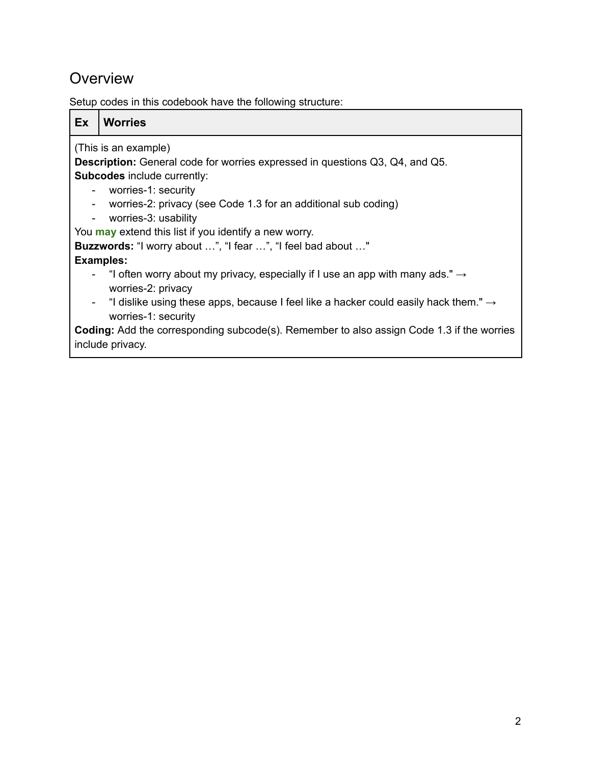# Overview

Setup codes in this codebook have the following structure:

| Ex | Worries |
|---|---|
| (This is an example)<br>**Description:** General code for worries expressed in questions Q3, Q4, and Q5.<br>**Subcodes** include currently:<br>- worries-1: security<br>- worries-2: privacy (see Code 1.3 for an additional sub coding)<br>- worries-3: usability<br>You **may** extend this list if you identify a new worry.<br>**Buzzwords:** "I worry about …", "I fear …", "I feel bad about …"<br>**Examples:**<br>- "I often worry about my privacy, especially if I use an app with many ads." → worries-2: privacy<br>- "I dislike using these apps, because I feel like a hacker could easily hack them." → worries-1: security<br>**Coding:** Add the corresponding subcode(s). Remember to also assign Code 1.3 if the worries include privacy. | |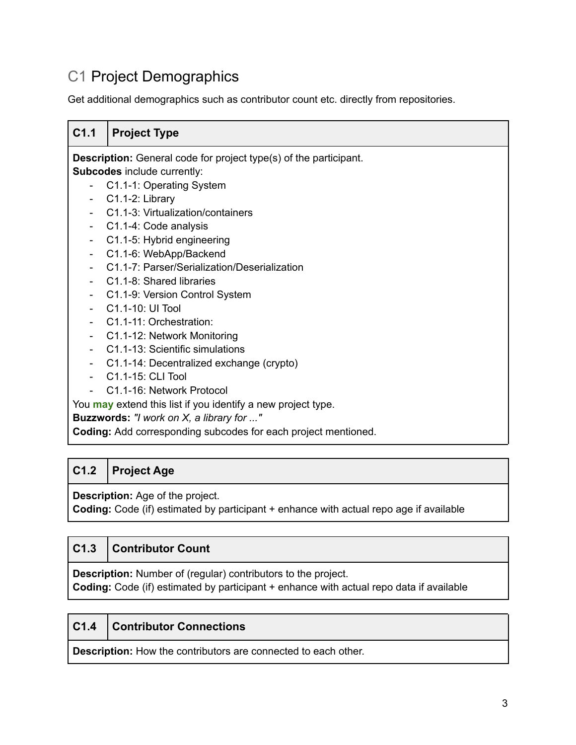## C1 Project Demographics

Get additional demographics such as contributor count etc. directly from repositories.

| C1.1 | Project Type |
|---|---|

**Description:** General code for project type(s) of the participant.
**Subcodes** include currently:

- C1.1-1: Operating System
- C1.1-2: Library
- C1.1-3: Virtualization/containers
- C1.1-4: Code analysis
- C1.1-5: Hybrid engineering
- C1.1-6: WebApp/Backend
- C1.1-7: Parser/Serialization/Deserialization
- C1.1-8: Shared libraries
- C1.1-9: Version Control System
- C1.1-10: UI Tool
- C1.1-11: Orchestration:
- C1.1-12: Network Monitoring
- C1.1-13: Scientific simulations
- C1.1-14: Decentralized exchange (crypto)
- C1.1-15: CLI Tool
- C1.1-16: Network Protocol

You **may** extend this list if you identify a new project type.
**Buzzwords:** *"I work on X, a library for ..."*
**Coding:** Add corresponding subcodes for each project mentioned.

| C1.2 | Project Age |
|---|---|

**Description:** Age of the project.
**Coding:** Code (if) estimated by participant + enhance with actual repo age if available

| C1.3 | Contributor Count |
|---|---|

**Description:** Number of (regular) contributors to the project.
**Coding:** Code (if) estimated by participant + enhance with actual repo data if available

| C1.4 | Contributor Connections |
|---|---|

**Description:** How the contributors are connected to each other.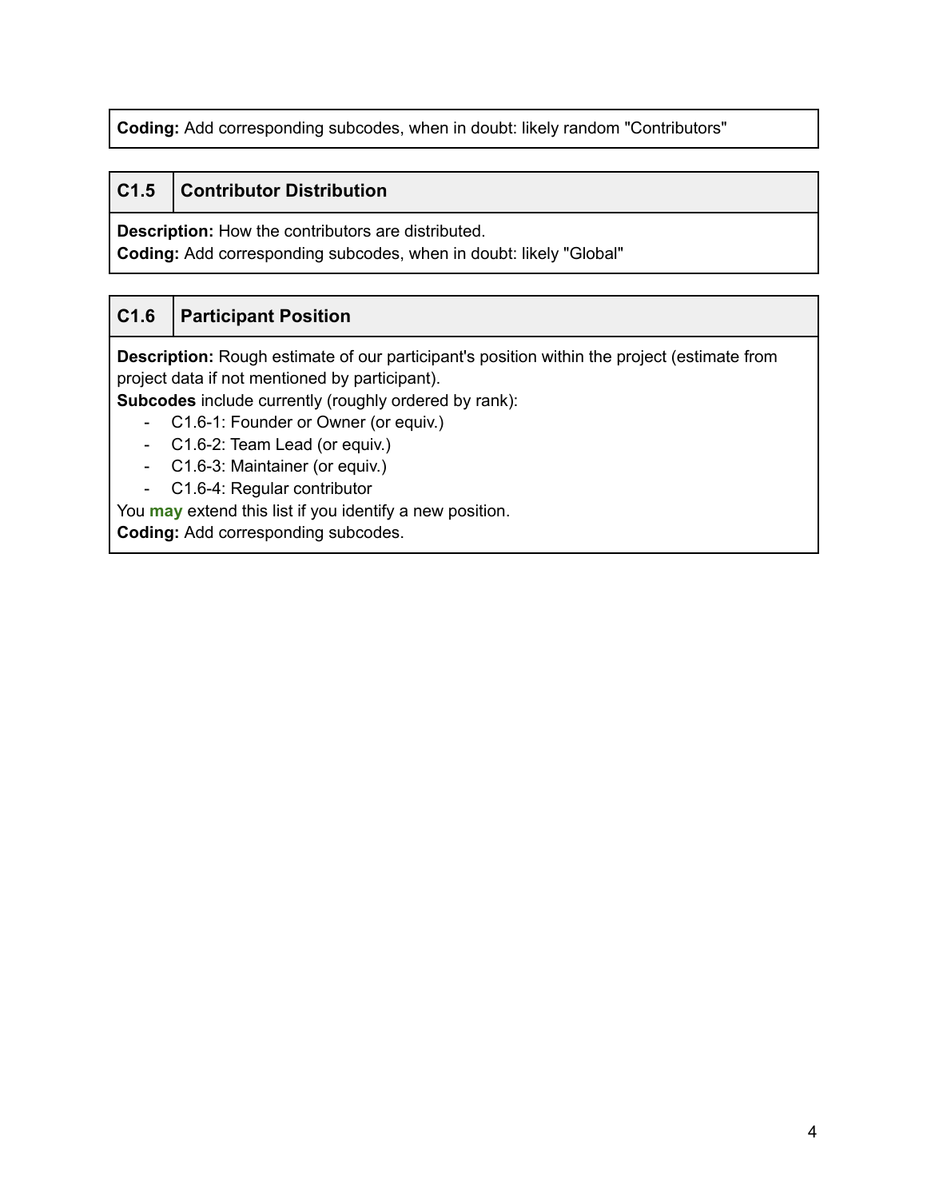**Coding:** Add corresponding subcodes, when in doubt: likely random "Contributors"

| C1.5 | Contributor Distribution |
|---|---|

**Description:** How the contributors are distributed.
**Coding:** Add corresponding subcodes, when in doubt: likely "Global"

| C1.6 | Participant Position |
|---|---|

**Description:** Rough estimate of our participant's position within the project (estimate from project data if not mentioned by participant).
**Subcodes** include currently (roughly ordered by rank):

- C1.6-1: Founder or Owner (or equiv.)
- C1.6-2: Team Lead (or equiv.)
- C1.6-3: Maintainer (or equiv.)
- C1.6-4: Regular contributor

You **may** extend this list if you identify a new position.
**Coding:** Add corresponding subcodes.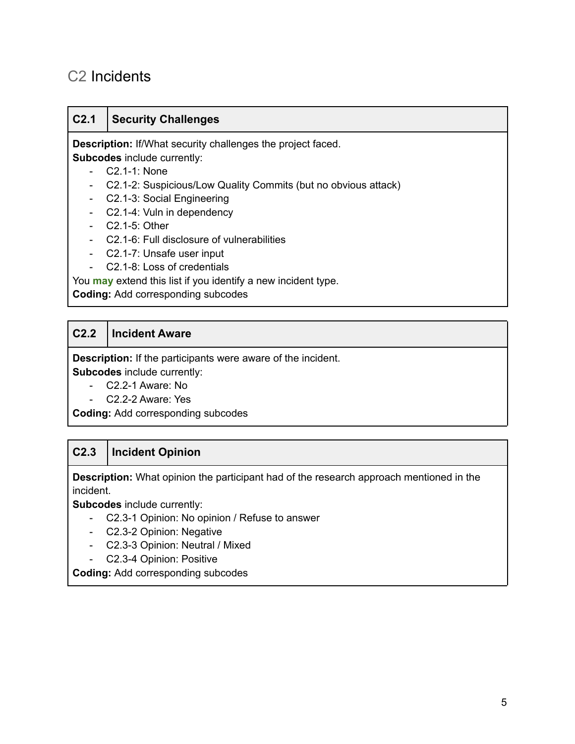## C2 Incidents

| C2.1 | Security Challenges |
|---|---|

**Description:** If/What security challenges the project faced.
**Subcodes** include currently:

- C2.1-1: None
- C2.1-2: Suspicious/Low Quality Commits (but no obvious attack)
- C2.1-3: Social Engineering
- C2.1-4: Vuln in dependency
- C2.1-5: Other
- C2.1-6: Full disclosure of vulnerabilities
- C2.1-7: Unsafe user input
- C2.1-8: Loss of credentials

You **may** extend this list if you identify a new incident type.
**Coding:** Add corresponding subcodes

| C2.2 | Incident Aware |
|---|---|

**Description:** If the participants were aware of the incident.
**Subcodes** include currently:

- C2.2-1 Aware: No
- C2.2-2 Aware: Yes

**Coding:** Add corresponding subcodes

| C2.3 | Incident Opinion |
|---|---|

**Description:** What opinion the participant had of the research approach mentioned in the incident.
**Subcodes** include currently:

- C2.3-1 Opinion: No opinion / Refuse to answer
- C2.3-2 Opinion: Negative
- C2.3-3 Opinion: Neutral / Mixed
- C2.3-4 Opinion: Positive

**Coding:** Add corresponding subcodes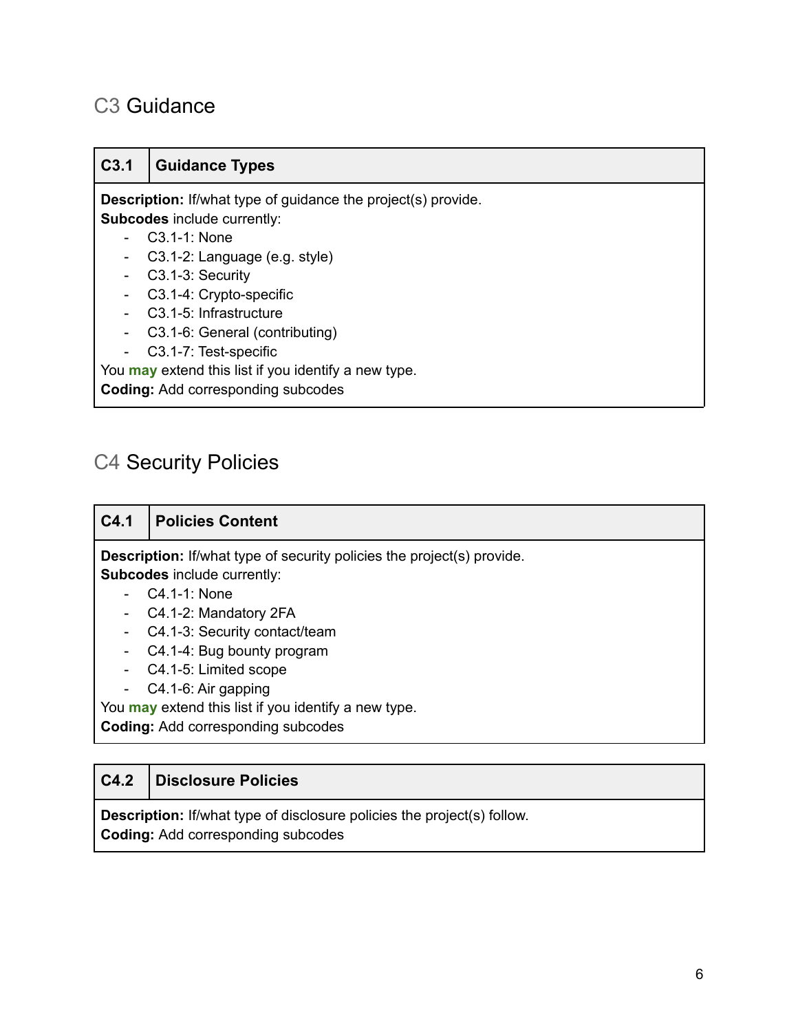## C3 Guidance

| C3.1 | Guidance Types |
|---|---|

**Description:** If/what type of guidance the project(s) provide.
**Subcodes** include currently:

- C3.1-1: None
- C3.1-2: Language (e.g. style)
- C3.1-3: Security
- C3.1-4: Crypto-specific
- C3.1-5: Infrastructure
- C3.1-6: General (contributing)
- C3.1-7: Test-specific

You **may** extend this list if you identify a new type.
**Coding:** Add corresponding subcodes

## C4 Security Policies

| C4.1 | Policies Content |
|---|---|

**Description:** If/what type of security policies the project(s) provide.
**Subcodes** include currently:

- C4.1-1: None
- C4.1-2: Mandatory 2FA
- C4.1-3: Security contact/team
- C4.1-4: Bug bounty program
- C4.1-5: Limited scope
- C4.1-6: Air gapping

You **may** extend this list if you identify a new type.
**Coding:** Add corresponding subcodes

| C4.2 | Disclosure Policies |
|---|---|

**Description:** If/what type of disclosure policies the project(s) follow.
**Coding:** Add corresponding subcodes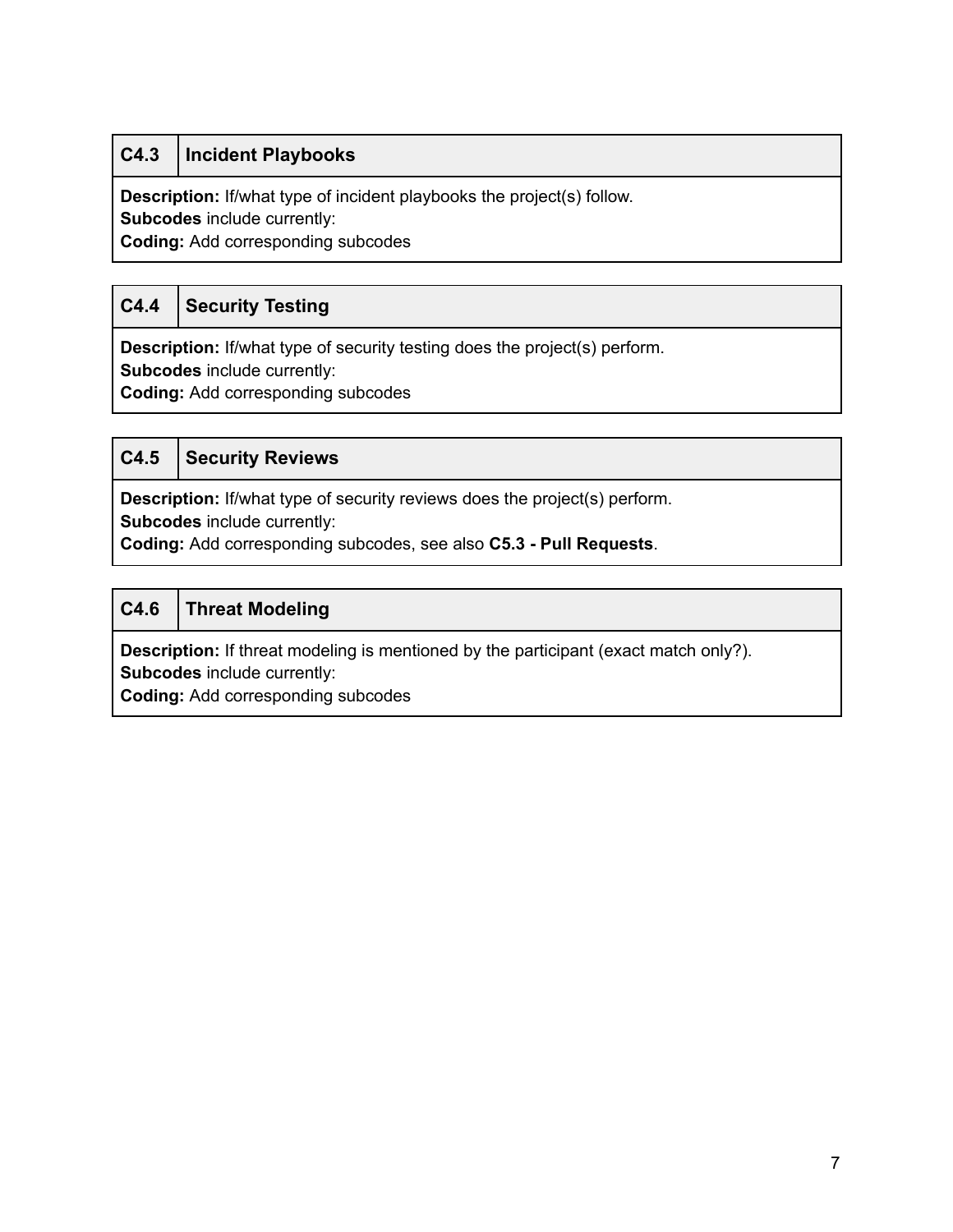| C4.3 | Incident Playbooks |
|---|---|

**Description:** If/what type of incident playbooks the project(s) follow.
**Subcodes** include currently:
**Coding:** Add corresponding subcodes

| C4.4 | Security Testing |
|---|---|

**Description:** If/what type of security testing does the project(s) perform.
**Subcodes** include currently:
**Coding:** Add corresponding subcodes

| C4.5 | Security Reviews |
|---|---|

**Description:** If/what type of security reviews does the project(s) perform.
**Subcodes** include currently:
**Coding:** Add corresponding subcodes, see also **C5.3 - Pull Requests**.

| C4.6 | Threat Modeling |
|---|---|

**Description:** If threat modeling is mentioned by the participant (exact match only?).
**Subcodes** include currently:
**Coding:** Add corresponding subcodes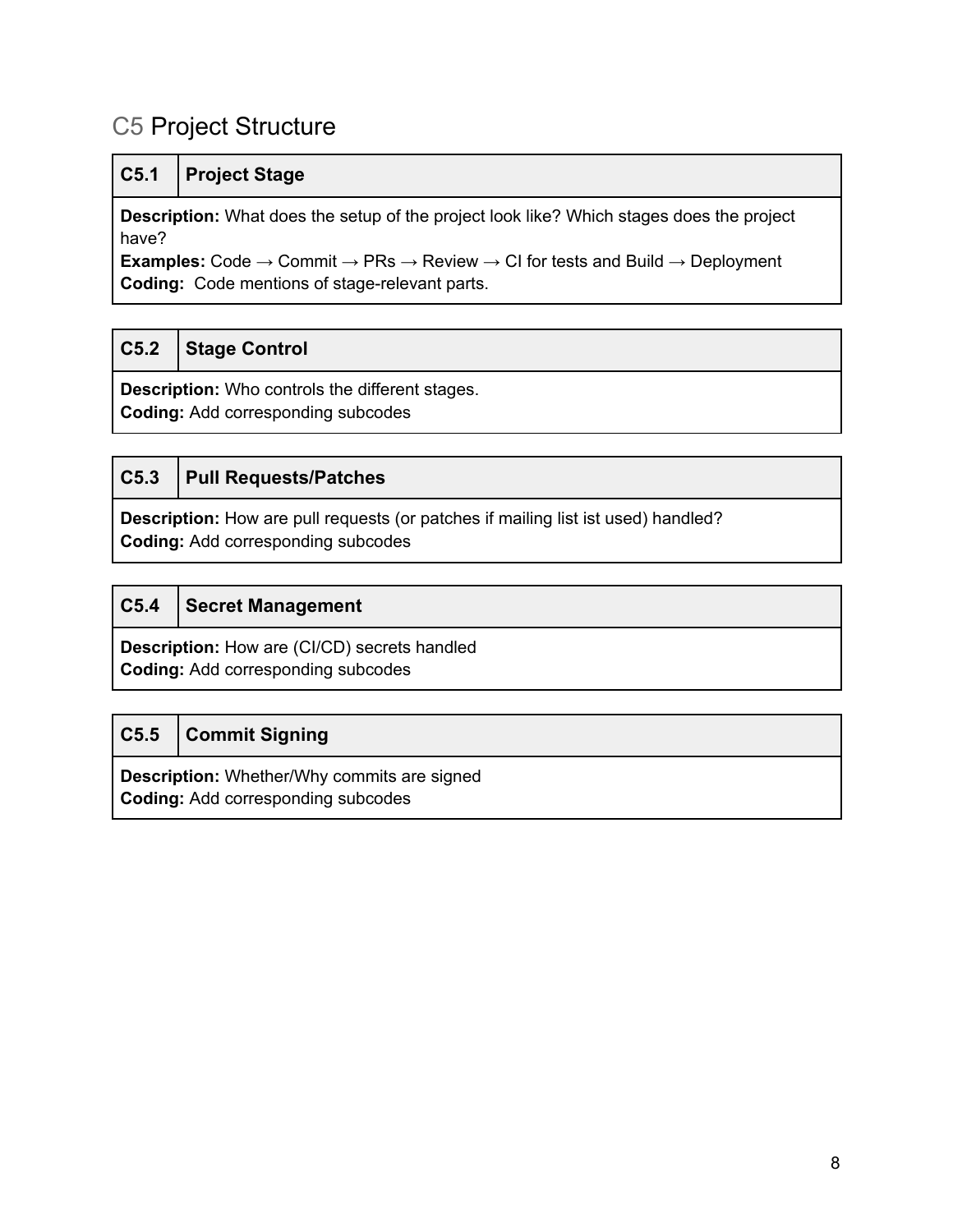# C5 Project Structure

| C5.1 | Project Stage |
| --- | --- |
| **Description:** What does the setup of the project look like? Which stages does the project have?<br>**Examples:** Code → Commit → PRs → Review → CI for tests and Build → Deployment<br>**Coding:** Code mentions of stage-relevant parts. | |

| C5.2 | Stage Control |
| --- | --- |
| **Description:** Who controls the different stages.<br>**Coding:** Add corresponding subcodes | |

| C5.3 | Pull Requests/Patches |
| --- | --- |
| **Description:** How are pull requests (or patches if mailing list ist used) handled?<br>**Coding:** Add corresponding subcodes | |

| C5.4 | Secret Management |
| --- | --- |
| **Description:** How are (CI/CD) secrets handled<br>**Coding:** Add corresponding subcodes | |

| C5.5 | Commit Signing |
| --- | --- |
| **Description:** Whether/Why commits are signed<br>**Coding:** Add corresponding subcodes | |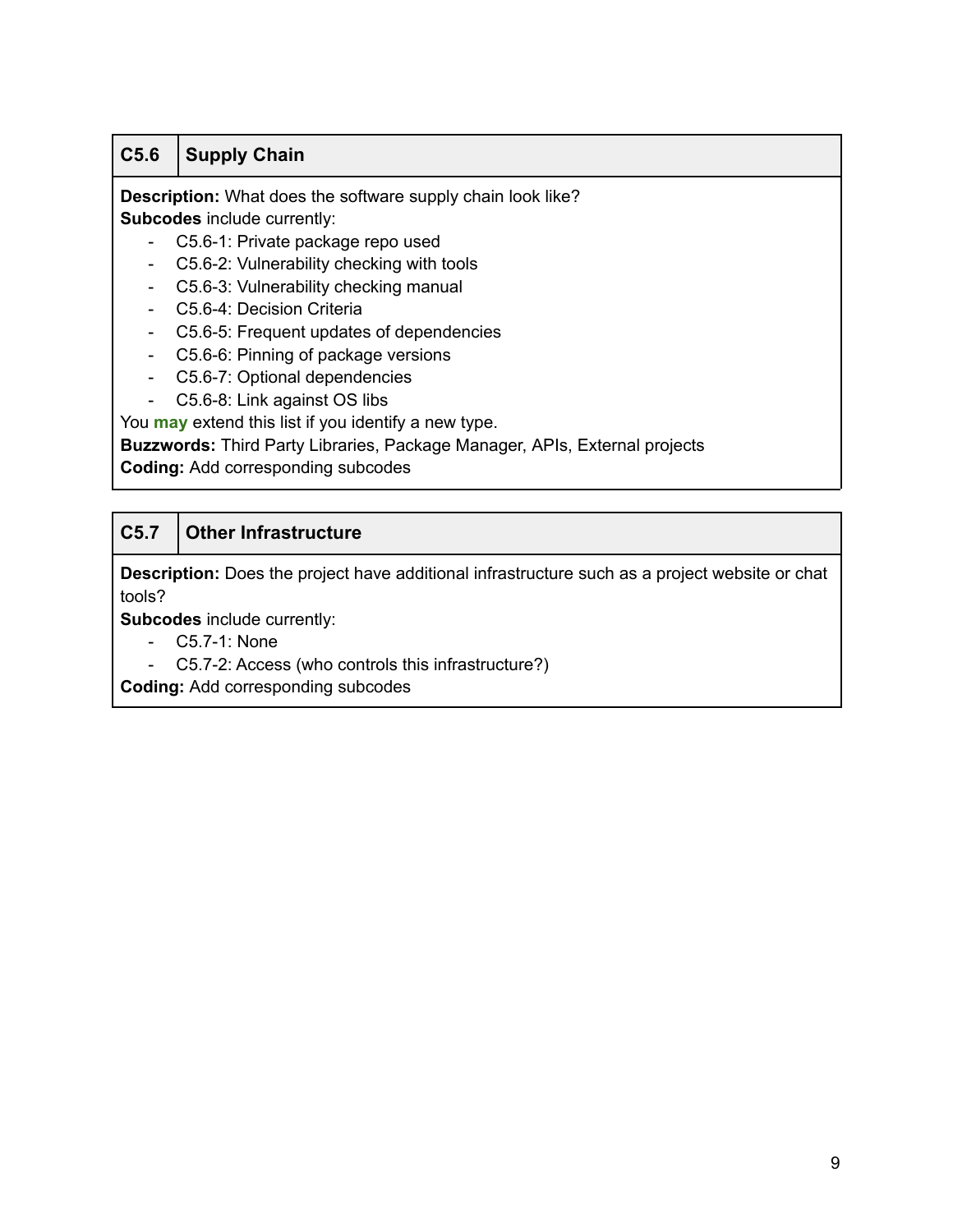| C5.6 | Supply Chain |
| --- | --- |

**Description:** What does the software supply chain look like?
**Subcodes** include currently:

- C5.6-1: Private package repo used
- C5.6-2: Vulnerability checking with tools
- C5.6-3: Vulnerability checking manual
- C5.6-4: Decision Criteria
- C5.6-5: Frequent updates of dependencies
- C5.6-6: Pinning of package versions
- C5.6-7: Optional dependencies
- C5.6-8: Link against OS libs

You **may** extend this list if you identify a new type.
**Buzzwords:** Third Party Libraries, Package Manager, APIs, External projects
**Coding:** Add corresponding subcodes

| C5.7 | Other Infrastructure |
| --- | --- |

**Description:** Does the project have additional infrastructure such as a project website or chat tools?
**Subcodes** include currently:

- C5.7-1: None
- C5.7-2: Access (who controls this infrastructure?)

**Coding:** Add corresponding subcodes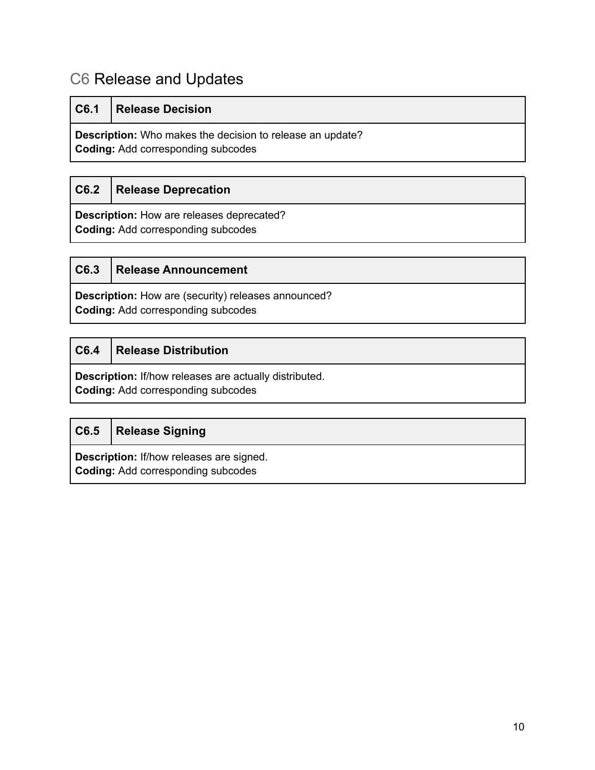## C6 Release and Updates

| C6.1 | Release Decision |
| --- | --- |
| **Description:** Who makes the decision to release an update?<br>**Coding:** Add corresponding subcodes | |

| C6.2 | Release Deprecation |
| --- | --- |
| **Description:** How are releases deprecated?<br>**Coding:** Add corresponding subcodes | |

| C6.3 | Release Announcement |
| --- | --- |
| **Description:** How are (security) releases announced?<br>**Coding:** Add corresponding subcodes | |

| C6.4 | Release Distribution |
| --- | --- |
| **Description:** If/how releases are actually distributed.<br>**Coding:** Add corresponding subcodes | |

| C6.5 | Release Signing |
| --- | --- |
| **Description:** If/how releases are signed.<br>**Coding:** Add corresponding subcodes | |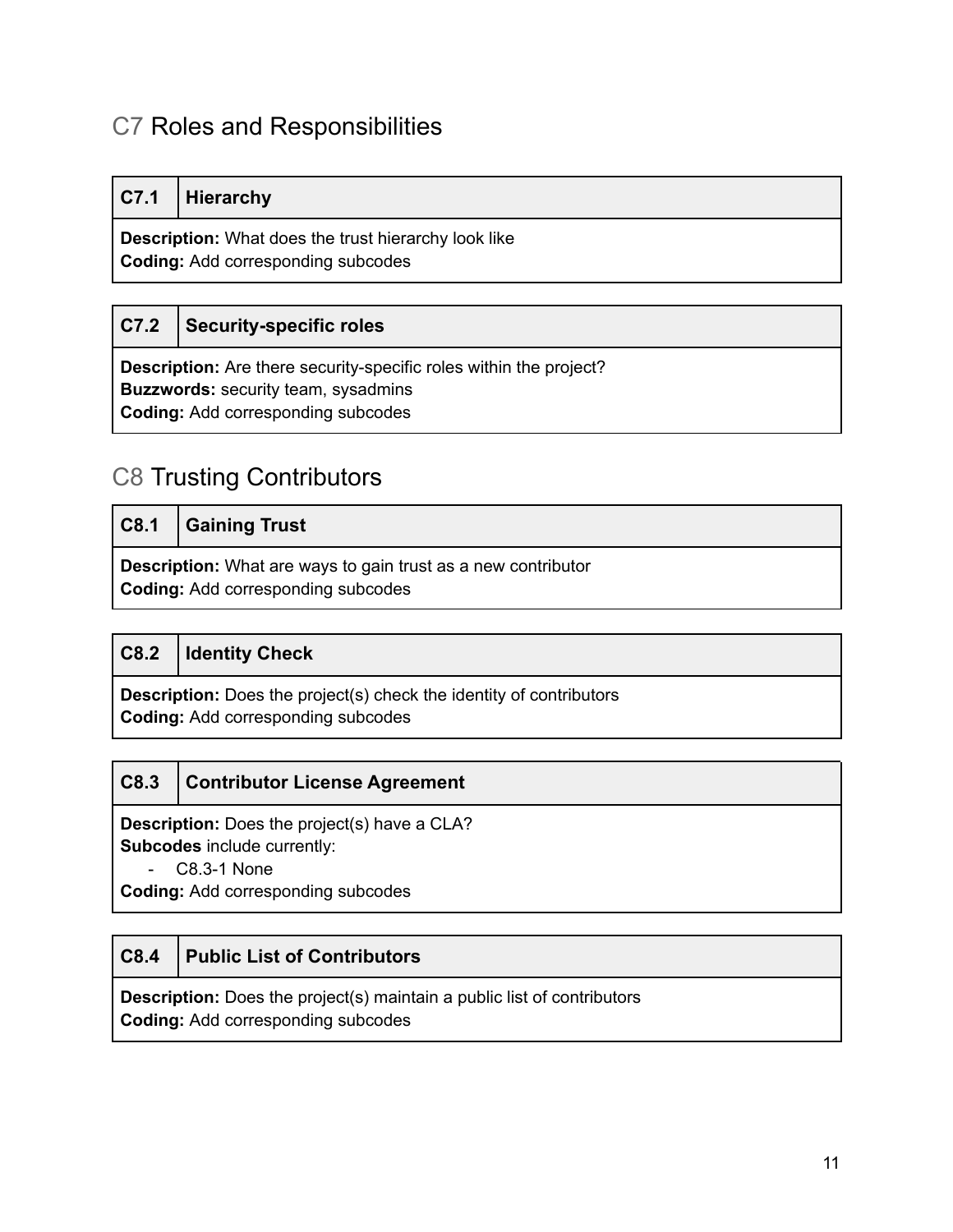## C7 Roles and Responsibilities

| C7.1 | Hierarchy |
| --- | --- |
| **Description:** What does the trust hierarchy look like<br>**Coding:** Add corresponding subcodes | |

| C7.2 | Security-specific roles |
| --- | --- |
| **Description:** Are there security-specific roles within the project?<br>**Buzzwords:** security team, sysadmins<br>**Coding:** Add corresponding subcodes | |

## C8 Trusting Contributors

| C8.1 | Gaining Trust |
| --- | --- |
| **Description:** What are ways to gain trust as a new contributor<br>**Coding:** Add corresponding subcodes | |

| C8.2 | Identity Check |
| --- | --- |
| **Description:** Does the project(s) check the identity of contributors<br>**Coding:** Add corresponding subcodes | |

| C8.3 | Contributor License Agreement |
| --- | --- |
| **Description:** Does the project(s) have a CLA?<br>**Subcodes** include currently:<br>- C8.3-1 None<br>**Coding:** Add corresponding subcodes | |

| C8.4 | Public List of Contributors |
| --- | --- |
| **Description:** Does the project(s) maintain a public list of contributors<br>**Coding:** Add corresponding subcodes | |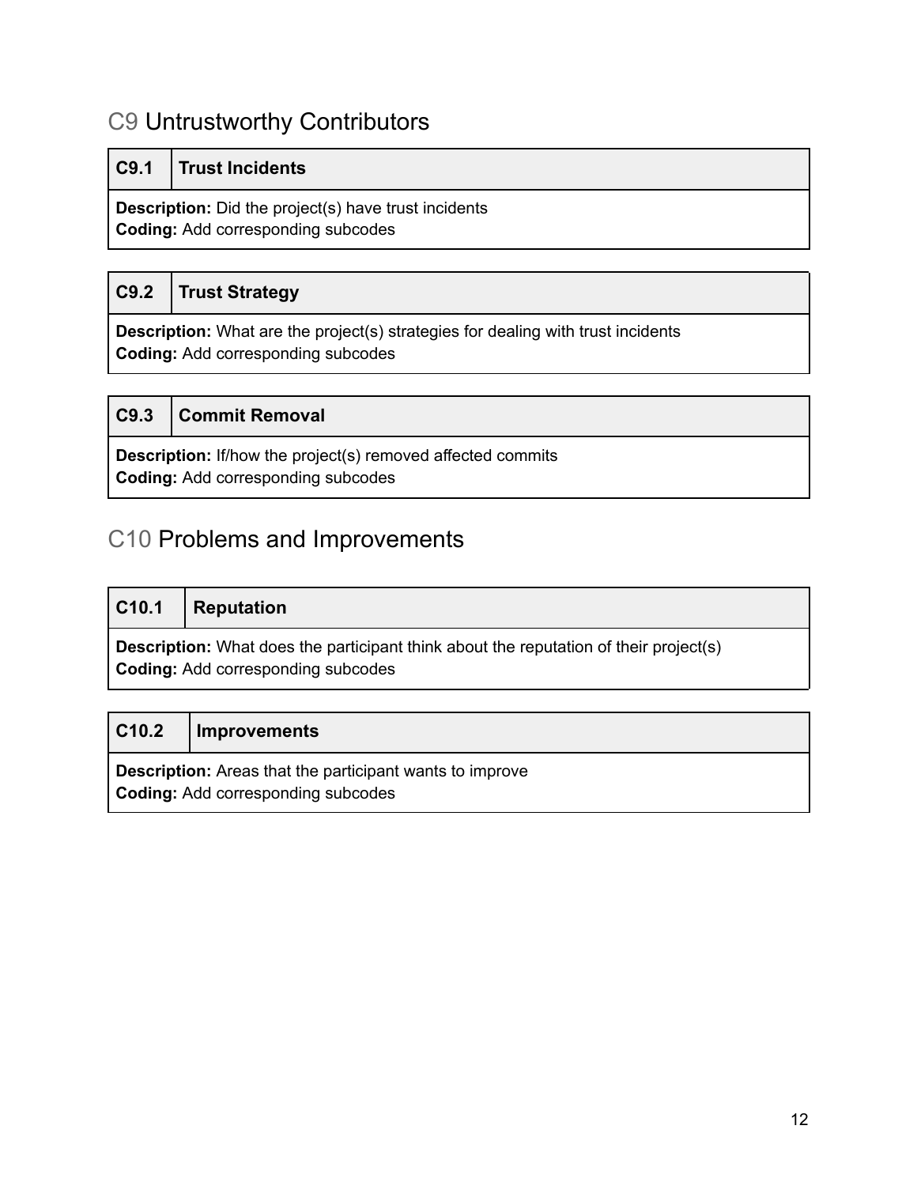## C9 Untrustworthy Contributors

| **C9.1** | **Trust Incidents** |
|---|---|
| **Description:** Did the project(s) have trust incidents<br>**Coding:** Add corresponding subcodes | |

| **C9.2** | **Trust Strategy** |
|---|---|
| **Description:** What are the project(s) strategies for dealing with trust incidents<br>**Coding:** Add corresponding subcodes | |

| **C9.3** | **Commit Removal** |
|---|---|
| **Description:** If/how the project(s) removed affected commits<br>**Coding:** Add corresponding subcodes | |

## C10 Problems and Improvements

| **C10.1** | **Reputation** |
|---|---|
| **Description:** What does the participant think about the reputation of their project(s)<br>**Coding:** Add corresponding subcodes | |

| **C10.2** | **Improvements** |
|---|---|
| **Description:** Areas that the participant wants to improve<br>**Coding:** Add corresponding subcodes | |